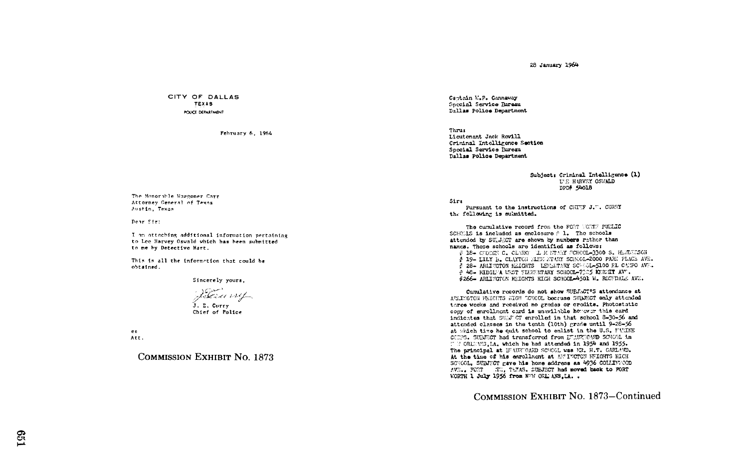CITY OF DALLAS
TEXAS
POLICE DEPARTMENT

February 6, 1964

The Honorable Waggoner Carr
Attorney General of Texas
Austin, Texas

Dear Sir:

I am attaching additional information pertaining to Lee Harvey Oswald which has been submitted to me by Detective Hart.

This is all the information that could be obtained.

Sincerely yours,

J. E. Curry
Chief of Police

es
Att.

COMMISSION EXHIBIT No. 1873

---

28 January 1964

Captain W.P. Gannaway
Special Service Bureau
Dallas Police Department

Thru:
Lieutenant Jack Revill
Criminal Intelligence Section
Special Service Bureau
Dallas Police Department

Subject: Criminal Intelligence (1)
LEE HARVEY OSWALD
DPD# 54018

Sir:

Pursuant to the instructions of CHIEF J.E. CURRY the following is submitted.

The cumulative record from the FORT WORTH PUBLIC SCHOOLS is included as enclosure # 1. The schools attended by SUBJECT are shown by numbers rather than names. Those schools are identified as follows:

- # 18- GEORGE C. CLARKE ELEMENTARY SCHOOL-3300 S. HENDERSON
- # 19- LILY B. CLAYTON ELEMENTARY SCHOOL-2000 PARK PLACE AVE.
- # 28- ARLINGTON HEIGHTS ELEMENTARY SCHOOL-5100 EL CAMPO AVE.
- # 48- RIDGLEA WEST ELEMENTARY SCHOOL-7325 KERMIT AVE.
- #266- ARLINGTON HEIGHTS HIGH SCHOOL-4501 W. ROSEDALE AVE.

Cumulative records do not show SUBJECT'S attendance at ARLINGTON HEIGHTS HIGH SCHOOL because SUBJECT only attended three weeks and received no grades or credits. Photostatic copy of enrollment card is unavailable however this card indicates that SUBJECT enrolled in that school 8-30-56 and attended classes in the tenth (10th) grade until 9-28-56 at which time he quit school to enlist in the U.S. MARINE CORPS. SUBJECT had transferred from BEAUREGARD SCHOOL in NEW ORLEANS,LA. which he had attended in 1954 and 1955. The principal at BEAUREGARD SCHOOL was MR. H.T. GARLAND. At the time of his enrollment at ARLINGTON HEIGHTS HIGH SCHOOL, SUBJECT gave his home address as 4936 COLLINWOOD AVE., FORT WORTH, TEXAS. SUBJECT had moved back to FORT WORTH 1 July 1956 from NEW ORLEANS,LA. .

COMMISSION EXHIBIT No. 1873—Continued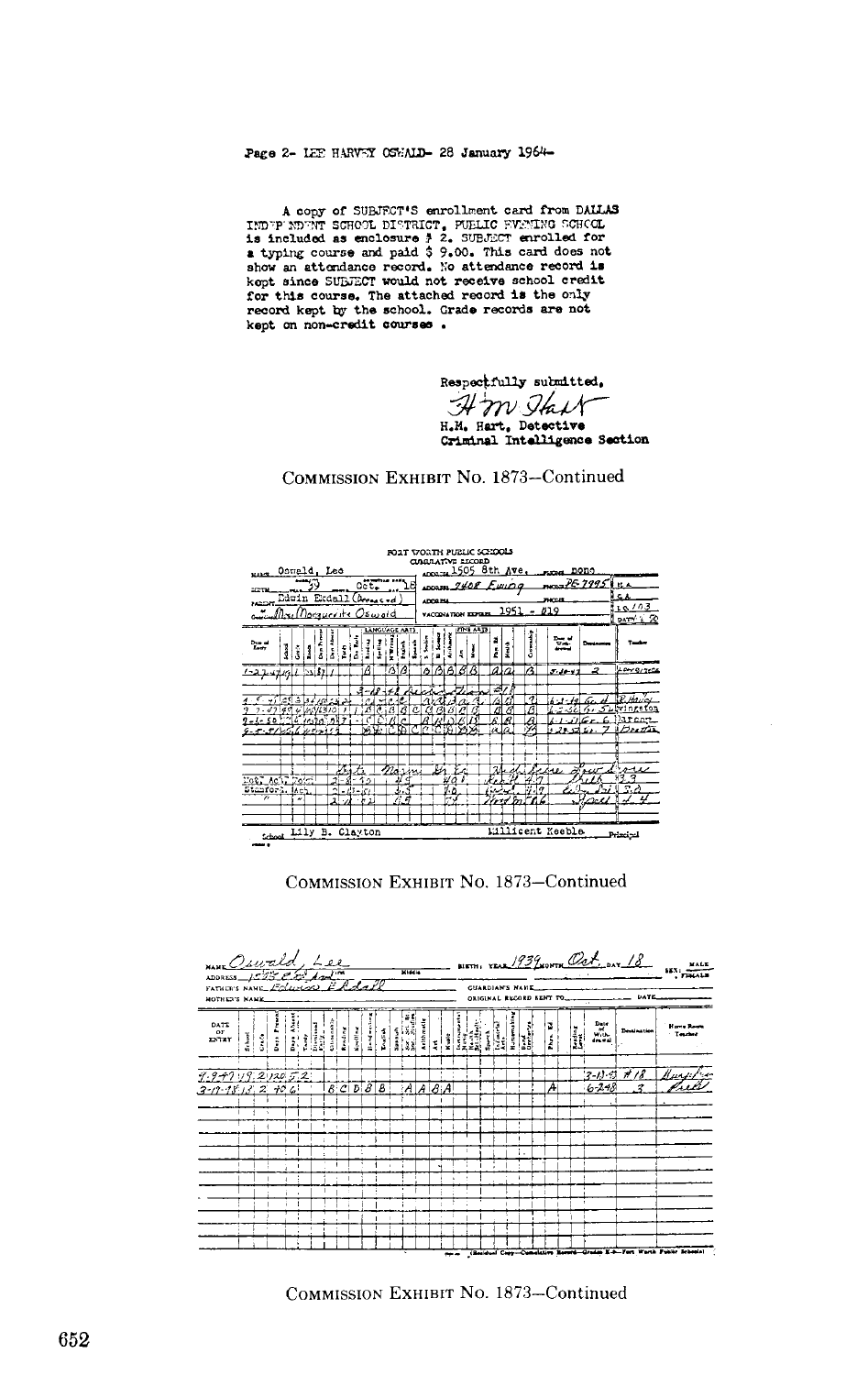Page 2- LEE HARVEY OSWALD- 28 January 1964-

A copy of SUBJECT'S enrollment card from DALLAS INDEPENDENT SCHOOL DISTRICT, PUBLIC EVENING SCHOOL is included as enclosure # 2. SUBJECT enrolled for a typing course and paid $ 9.00. This card does not show an attendance record. No attendance record is kept since SUBJECT would not receive school credit for this course. The attached record is the only record kept by the school. Grade records are not kept on non-credit courses .

Respectfully submitted,

H M Hart

H.M. Hart, Detective
Criminal Intelligence Section

COMMISSION EXHIBIT No. 1873—Continued

FORT WORTH PUBLIC SCHOOLS
CUMULATIVE RECORD

NAME Oswald, Lee — ADDRESS 1505 8th Ave. — PHONE none

BIRTH 39 Oct. 18 — ADDRESS 2408 Ewing — PHONE PE-7995

PARENT Edwin Ekdall (Deceased) — ADDRESS — PHONE

Guardian Mrs. Marguerite Oswald — VACCINATION EXPIRES 1951 - 219

| Date of Entry | School | Grade | Days Present | Days Absent | Tardy | Reading | Spelling | Writing | English | Spanish | S. Studies | Science | Arithmetic | Art | Music | Pen. Ed. | Health | Citizenship | Date of Withdrawal | Destination | Teacher |
|---|---|---|---|---|---|---|---|---|---|---|---|---|---|---|---|---|---|---|---|---|---|
| 1-23-47 | 19 | 1 | 31 | 1 | | B | | B | B | | B | B | B | B | | A | A | B | 3-18-47 | 2 | |
| | | | | | | 3-18-47 | | | | | | | | | | | | | | | |
| 9-2-47 | 2 | 3 | 18 | 2 | | C | C | C | C | | A | B | A | A | | A | A | B | 6-3-49 | Gr. 4 | B. Haley |
| 9-1-50 | 2 | 4 | 170 | 10 | | B | C | B | B | C | B | B | B | B | | B | B | B | 6-2-50 | Gr. 5 | Livingston |
| 9-5-51 | 2 | 6 | 170 | 10 | | C | C | B | C | | B | B | B | B | | B | B | B | 6-1-51 | Gr. 6 | Barcroft |
| | | | | | | | | | | | | | | | | | | | 4-28-52 | Gr. 7 | Dorothy |

| Test | Date | Arith. | Reading | Spelling | Lang. |
|---|---|---|---|---|---|
| Stanford Ach. | 2-8-50 | 4.5 | 4.0 | 4.7 | 3.3 |
| " | 2-21-51 | 5.5 | 7.0 | 4.9 | 5.0 |
| " | 2-11-52 | 6.5 | 7.4 | 6.6 | 4.4 |

School Lily B. Clayton — Millicent Keeble Principal

COMMISSION EXHIBIT No. 1873—Continued

NAME Oswald Lee — BIRTH: YEAR 1939 MONTH Oct. DAY 18 — SEX: MALE

ADDRESS 1505 8th Ave

FATHER'S NAME Edwin Ekdall — GUARDIAN'S NAME

MOTHER'S NAME — ORIGINAL RECORD SENT TO — DATE

| Date of Entry | School | Grade | Days Present | Days Absent | Tardy | Reading | Spelling | Handwriting | English | Spanish | Soc. Studies | Science | Arithmetic | Art | Music | Phys. Ed. | Date of Withdrawal | Destination | Home Room Teacher |
|---|---|---|---|---|---|---|---|---|---|---|---|---|---|---|---|---|---|---|---|
| 9-9-47 | 19 | 2 | 130 | 5 | 2 | | | | | | | | | | | | 3-18-47 | #18 | |
| 3-17-48 | 13 | 2 | 40 | 6 | | B | C | D | B | B | | A | A | B | A | A | 6-2-48 | 3 | |

(Residual Copy—Cumulative Record—Grades K-9—Fort Worth Public Schools)

COMMISSION EXHIBIT No. 1873—Continued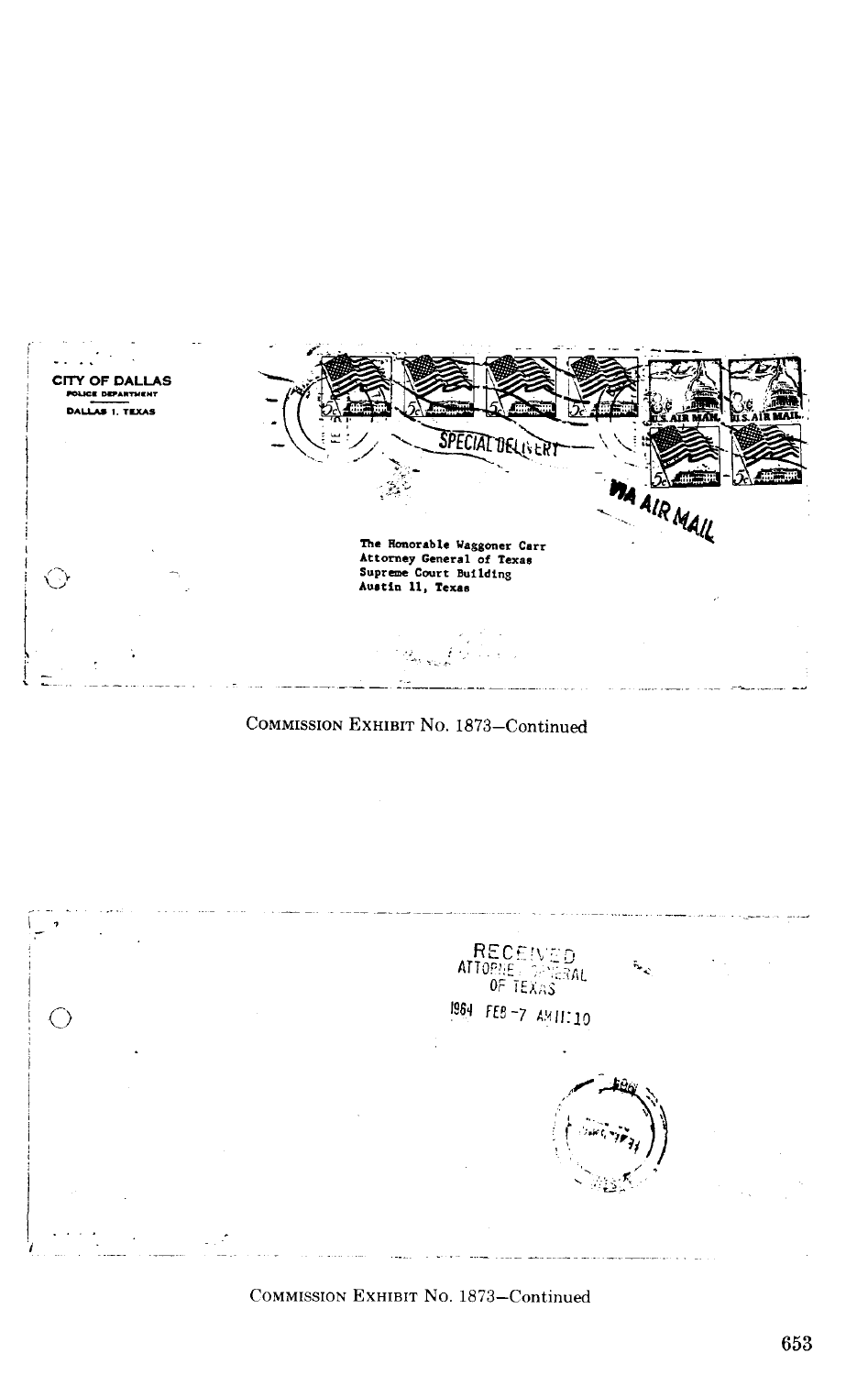CITY OF DALLAS
POLICE DEPARTMENT
DALLAS 1, TEXAS

SPECIAL DELIVERY

VIA AIR MAIL

The Honorable Waggoner Carr
Attorney General of Texas
Supreme Court Building
Austin 11, Texas

Commission Exhibit No. 1873—Continued

RECEIVED
ATTORNEY GENERAL
OF TEXAS
1964 FEB -7 AM 11:10

Commission Exhibit No. 1873—Continued